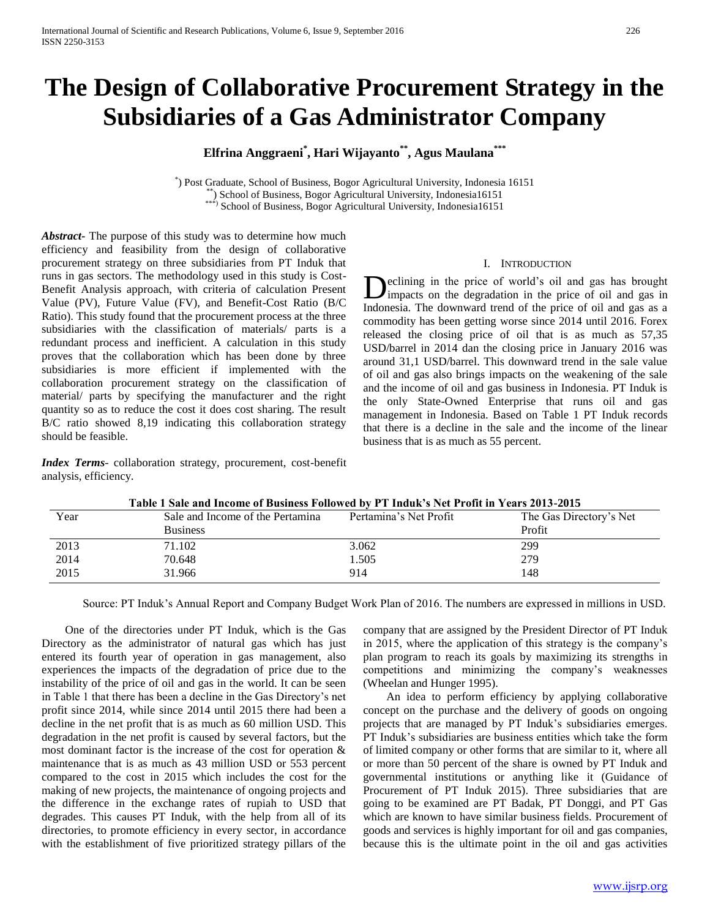# The Design of Collaborative Procurement Strategy in the Subsidiaries of a Gas Administrator Company

**Elfrina Anggraeni[*], Hari Wijayanto[**], Agus Maulana[***]**

[*]) Post Graduate, School of Business, Bogor Agricultural University, Indonesia 16151
[**]) School of Business, Bogor Agricultural University, Indonesia16151
[***]) School of Business, Bogor Agricultural University, Indonesia16151

***Abstract*-** The purpose of this study was to determine how much efficiency and feasibility from the design of collaborative procurement strategy on three subsidiaries from PT Induk that runs in gas sectors. The methodology used in this study is Cost-Benefit Analysis approach, with criteria of calculation Present Value (PV), Future Value (FV), and Benefit-Cost Ratio (B/C Ratio). This study found that the procurement process at the three subsidiaries with the classification of materials/ parts is a redundant process and inefficient. A calculation in this study proves that the collaboration which has been done by three subsidiaries is more efficient if implemented with the collaboration procurement strategy on the classification of material/ parts by specifying the manufacturer and the right quantity so as to reduce the cost it does cost sharing. The result B/C ratio showed 8,19 indicating this collaboration strategy should be feasible.

***Index Terms*-** collaboration strategy, procurement, cost-benefit analysis, efficiency.

## I. Introduction

Declining in the price of world's oil and gas has brought impacts on the degradation in the price of oil and gas in Indonesia. The downward trend of the price of oil and gas as a commodity has been getting worse since 2014 until 2016. Forex released the closing price of oil that is as much as 57,35 USD/barrel in 2014 dan the closing price in January 2016 was around 31,1 USD/barrel. This downward trend in the sale value of oil and gas also brings impacts on the weakening of the sale and the income of oil and gas business in Indonesia. PT Induk is the only State-Owned Enterprise that runs oil and gas management in Indonesia. Based on Table 1 PT Induk records that there is a decline in the sale and the income of the linear business that is as much as 55 percent.

**Table 1 Sale and Income of Business Followed by PT Induk's Net Profit in Years 2013-2015**

| Year | Sale and Income of the Pertamina Business | Pertamina's Net Profit | The Gas Directory's Net Profit |
|---|---|---|---|
| 2013 | 71.102 | 3.062 | 299 |
| 2014 | 70.648 | 1.505 | 279 |
| 2015 | 31.966 | 914 | 148 |

Source: PT Induk's Annual Report and Company Budget Work Plan of 2016. The numbers are expressed in millions in USD.

One of the directories under PT Induk, which is the Gas Directory as the administrator of natural gas which has just entered its fourth year of operation in gas management, also experiences the impacts of the degradation of price due to the instability of the price of oil and gas in the world. It can be seen in Table 1 that there has been a decline in the Gas Directory's net profit since 2014, while since 2014 until 2015 there had been a decline in the net profit that is as much as 60 million USD. This degradation in the net profit is caused by several factors, but the most dominant factor is the increase of the cost for operation & maintenance that is as much as 43 million USD or 553 percent compared to the cost in 2015 which includes the cost for the making of new projects, the maintenance of ongoing projects and the difference in the exchange rates of rupiah to USD that degrades. This causes PT Induk, with the help from all of its directories, to promote efficiency in every sector, in accordance with the establishment of five prioritized strategy pillars of the company that are assigned by the President Director of PT Induk in 2015, where the application of this strategy is the company's plan program to reach its goals by maximizing its strengths in competitions and minimizing the company's weaknesses (Wheelan and Hunger 1995).

An idea to perform efficiency by applying collaborative concept on the purchase and the delivery of goods on ongoing projects that are managed by PT Induk's subsidiaries emerges. PT Induk's subsidiaries are business entities which take the form of limited company or other forms that are similar to it, where all or more than 50 percent of the share is owned by PT Induk and governmental institutions or anything like it (Guidance of Procurement of PT Induk 2015). Three subsidiaries that are going to be examined are PT Badak, PT Donggi, and PT Gas which are known to have similar business fields. Procurement of goods and services is highly important for oil and gas companies, because this is the ultimate point in the oil and gas activities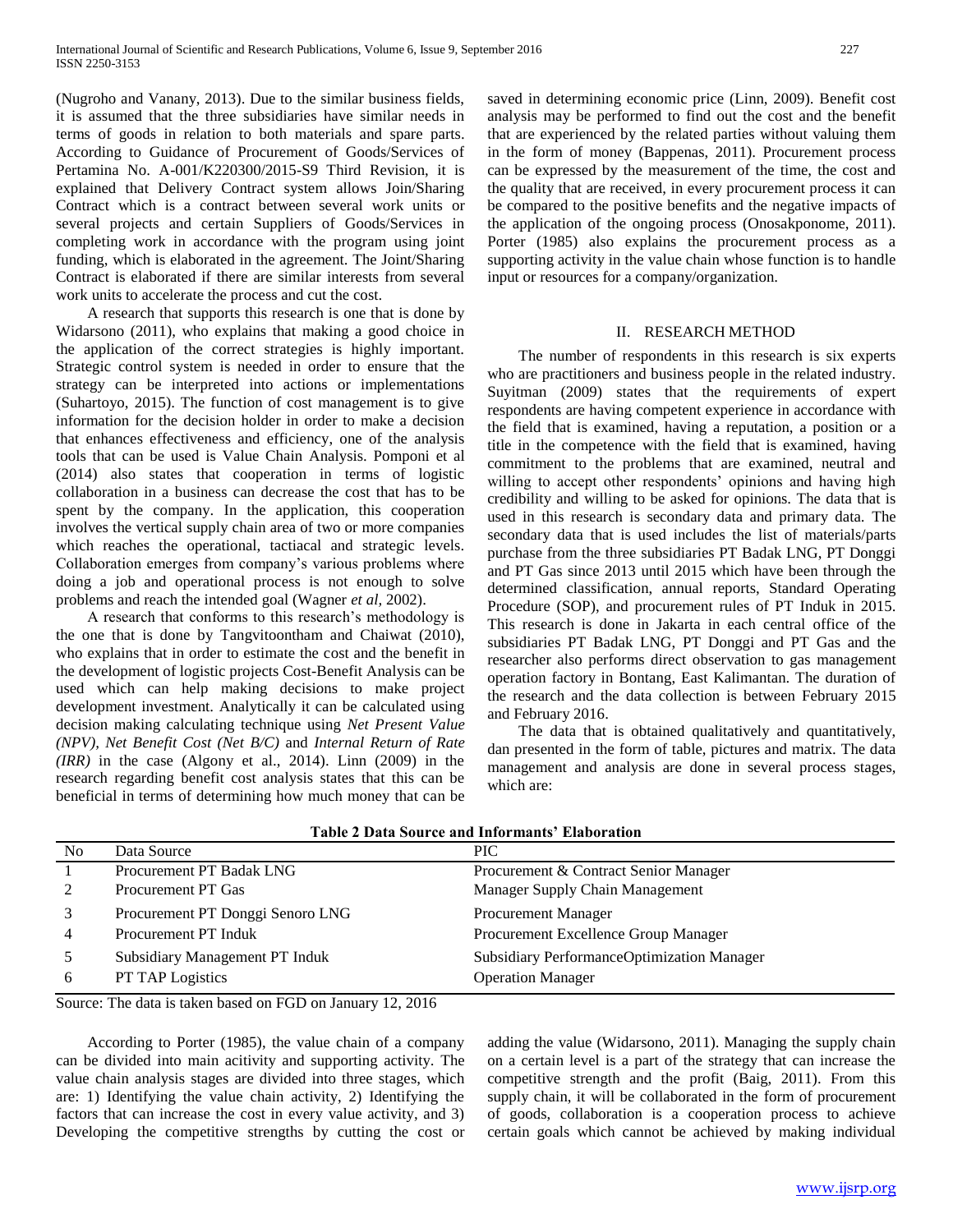(Nugroho and Vanany, 2013). Due to the similar business fields, it is assumed that the three subsidiaries have similar needs in terms of goods in relation to both materials and spare parts. According to Guidance of Procurement of Goods/Services of Pertamina No. A-001/K220300/2015-S9 Third Revision, it is explained that Delivery Contract system allows Join/Sharing Contract which is a contract between several work units or several projects and certain Suppliers of Goods/Services in completing work in accordance with the program using joint funding, which is elaborated in the agreement. The Joint/Sharing Contract is elaborated if there are similar interests from several work units to accelerate the process and cut the cost.

A research that supports this research is one that is done by Widarsono (2011), who explains that making a good choice in the application of the correct strategies is highly important. Strategic control system is needed in order to ensure that the strategy can be interpreted into actions or implementations (Suhartoyo, 2015). The function of cost management is to give information for the decision holder in order to make a decision that enhances effectiveness and efficiency, one of the analysis tools that can be used is Value Chain Analysis. Pomponi et al (2014) also states that cooperation in terms of logistic collaboration in a business can decrease the cost that has to be spent by the company. In the application, this cooperation involves the vertical supply chain area of two or more companies which reaches the operational, tactiacal and strategic levels. Collaboration emerges from company's various problems where doing a job and operational process is not enough to solve problems and reach the intended goal (Wagner *et al*, 2002).

A research that conforms to this research's methodology is the one that is done by Tangvitoontham and Chaiwat (2010), who explains that in order to estimate the cost and the benefit in the development of logistic projects Cost-Benefit Analysis can be used which can help making decisions to make project development investment. Analytically it can be calculated using decision making calculating technique using *Net Present Value (NPV)*, *Net Benefit Cost (Net B/C)* and *Internal Return of Rate (IRR)* in the case (Algony et al., 2014). Linn (2009) in the research regarding benefit cost analysis states that this can be beneficial in terms of determining how much money that can be saved in determining economic price (Linn, 2009). Benefit cost analysis may be performed to find out the cost and the benefit that are experienced by the related parties without valuing them in the form of money (Bappenas, 2011). Procurement process can be expressed by the measurement of the time, the cost and the quality that are received, in every procurement process it can be compared to the positive benefits and the negative impacts of the application of the ongoing process (Onosakponome, 2011). Porter (1985) also explains the procurement process as a supporting activity in the value chain whose function is to handle input or resources for a company/organization.

## II. RESEARCH METHOD

The number of respondents in this research is six experts who are practitioners and business people in the related industry. Suyitman (2009) states that the requirements of expert respondents are having competent experience in accordance with the field that is examined, having a reputation, a position or a title in the competence with the field that is examined, having commitment to the problems that are examined, neutral and willing to accept other respondents' opinions and having high credibility and willing to be asked for opinions. The data that is used in this research is secondary data and primary data. The secondary data that is used includes the list of materials/parts purchase from the three subsidiaries PT Badak LNG, PT Donggi and PT Gas since 2013 until 2015 which have been through the determined classification, annual reports, Standard Operating Procedure (SOP), and procurement rules of PT Induk in 2015. This research is done in Jakarta in each central office of the subsidiaries PT Badak LNG, PT Donggi and PT Gas and the researcher also performs direct observation to gas management operation factory in Bontang, East Kalimantan. The duration of the research and the data collection is between February 2015 and February 2016.

The data that is obtained qualitatively and quantitatively, dan presented in the form of table, pictures and matrix. The data management and analysis are done in several process stages, which are:

**Table 2 Data Source and Informants' Elaboration**

| No | Data Source | PIC |
|---|---|---|
| 1 | Procurement PT Badak LNG | Procurement & Contract Senior Manager |
| 2 | Procurement PT Gas | Manager Supply Chain Management |
| 3 | Procurement PT Donggi Senoro LNG | Procurement Manager |
| 4 | Procurement PT Induk | Procurement Excellence Group Manager |
| 5 | Subsidiary Management PT Induk | Subsidiary PerformanceOptimization Manager |
| 6 | PT TAP Logistics | Operation Manager |

Source: The data is taken based on FGD on January 12, 2016

According to Porter (1985), the value chain of a company can be divided into main acitivity and supporting activity. The value chain analysis stages are divided into three stages, which are: 1) Identifying the value chain activity, 2) Identifying the factors that can increase the cost in every value activity, and 3) Developing the competitive strengths by cutting the cost or adding the value (Widarsono, 2011). Managing the supply chain on a certain level is a part of the strategy that can increase the competitive strength and the profit (Baig, 2011). From this supply chain, it will be collaborated in the form of procurement of goods, collaboration is a cooperation process to achieve certain goals which cannot be achieved by making individual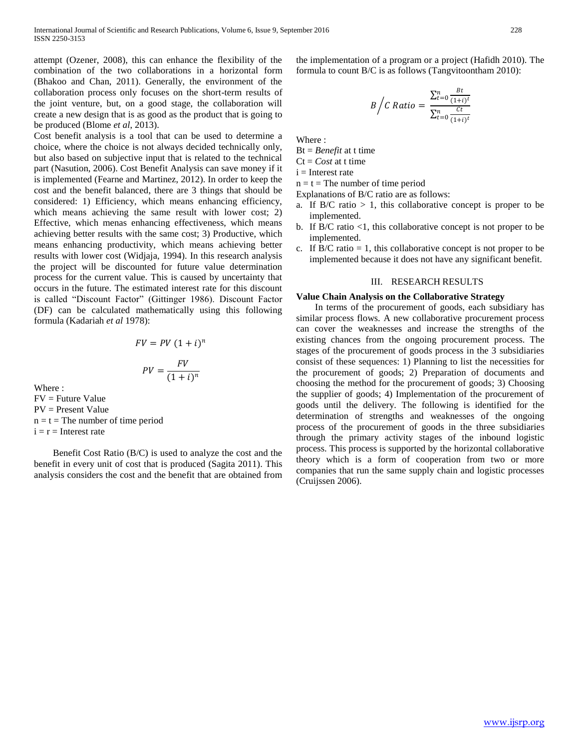attempt (Ozener, 2008), this can enhance the flexibility of the combination of the two collaborations in a horizontal form (Bhakoo and Chan, 2011). Generally, the environment of the collaboration process only focuses on the short-term results of the joint venture, but, on a good stage, the collaboration will create a new design that is as good as the product that is going to be produced (Blome *et al*, 2013).

Cost benefit analysis is a tool that can be used to determine a choice, where the choice is not always decided technically only, but also based on subjective input that is related to the technical part (Nasution, 2006). Cost Benefit Analysis can save money if it is implemented (Fearne and Martinez, 2012). In order to keep the cost and the benefit balanced, there are 3 things that should be considered: 1) Efficiency, which means enhancing efficiency, which means achieving the same result with lower cost; 2) Effective, which menas enhancing effectiveness, which means achieving better results with the same cost; 3) Productive, which means enhancing productivity, which means achieving better results with lower cost (Widjaja, 1994). In this research analysis the project will be discounted for future value determination process for the current value. This is caused by uncertainty that occurs in the future. The estimated interest rate for this discount is called "Discount Factor" (Gittinger 1986). Discount Factor (DF) can be calculated mathematically using this following formula (Kadariah *et al* 1978):

$$FV = PV\ (1 + i)^n$$

$$PV = \frac{FV}{(1 + i)^n}$$

Where :
FV = Future Value
PV = Present Value
n = t = The number of time period
i = r = Interest rate

Benefit Cost Ratio (B/C) is used to analyze the cost and the benefit in every unit of cost that is produced (Sagita 2011). This analysis considers the cost and the benefit that are obtained from the implementation of a program or a project (Hafidh 2010). The formula to count B/C is as follows (Tangvitoontham 2010):

$$B\Big/C\ Ratio = \frac{\sum_{t=0}^{n} \frac{Bt}{(1+i)^t}}{\sum_{t=0}^{n} \frac{Ct}{(1+i)^t}}$$

Where :
Bt = *Benefit* at t time
Ct = *Cost* at t time
i = Interest rate
n = t = The number of time period

Explanations of B/C ratio are as follows:

a. If B/C ratio > 1, this collaborative concept is proper to be implemented.
b. If B/C ratio <1, this collaborative concept is not proper to be implemented.
c. If B/C ratio = 1, this collaborative concept is not proper to be implemented because it does not have any significant benefit.

## III. RESEARCH RESULTS

### Value Chain Analysis on the Collaborative Strategy

In terms of the procurement of goods, each subsidiary has similar process flows. A new collaborative procurement process can cover the weaknesses and increase the strengths of the existing chances from the ongoing procurement process. The stages of the procurement of goods process in the 3 subsidiaries consist of these sequences: 1) Planning to list the necessities for the procurement of goods; 2) Preparation of documents and choosing the method for the procurement of goods; 3) Choosing the supplier of goods; 4) Implementation of the procurement of goods until the delivery. The following is identified for the determination of strengths and weaknesses of the ongoing process of the procurement of goods in the three subsidiaries through the primary activity stages of the inbound logistic process. This process is supported by the horizontal collaborative theory which is a form of cooperation from two or more companies that run the same supply chain and logistic processes (Cruijssen 2006).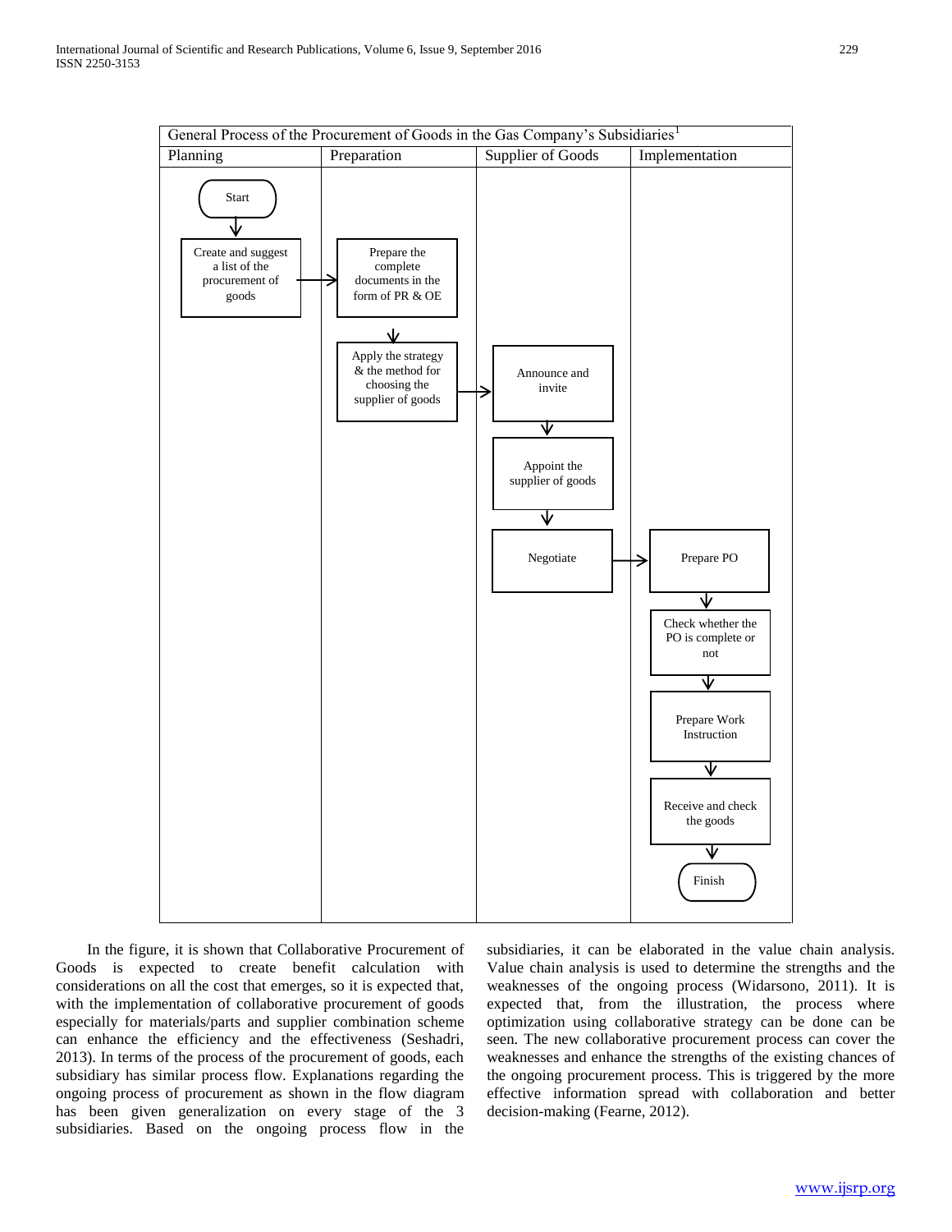General Process of the Procurement of Goods in the Gas Company's Subsidiaries[1]

| Planning | Preparation | Supplier of Goods | Implementation |
| --- | --- | --- | --- |
| Start | | | |
| Create and suggest a list of the procurement of goods → | Prepare the complete documents in the form of PR & OE | | |
| | Apply the strategy & the method for choosing the supplier of goods → | Announce and invite | |
| | | Appoint the supplier of goods | |
| | | Negotiate → | Prepare PO |
| | | | Check whether the PO is complete or not |
| | | | Prepare Work Instruction |
| | | | Receive and check the goods |
| | | | Finish |

In the figure, it is shown that Collaborative Procurement of Goods is expected to create benefit calculation with considerations on all the cost that emerges, so it is expected that, with the implementation of collaborative procurement of goods especially for materials/parts and supplier combination scheme can enhance the efficiency and the effectiveness (Seshadri, 2013). In terms of the process of the procurement of goods, each subsidiary has similar process flow. Explanations regarding the ongoing process of procurement as shown in the flow diagram has been given generalization on every stage of the 3 subsidiaries. Based on the ongoing process flow in the subsidiaries, it can be elaborated in the value chain analysis. Value chain analysis is used to determine the strengths and the weaknesses of the ongoing process (Widarsono, 2011). It is expected that, from the illustration, the process where optimization using collaborative strategy can be done can be seen. The new collaborative procurement process can cover the weaknesses and enhance the strengths of the existing chances of the ongoing procurement process. This is triggered by the more effective information spread with collaboration and better decision-making (Fearne, 2012).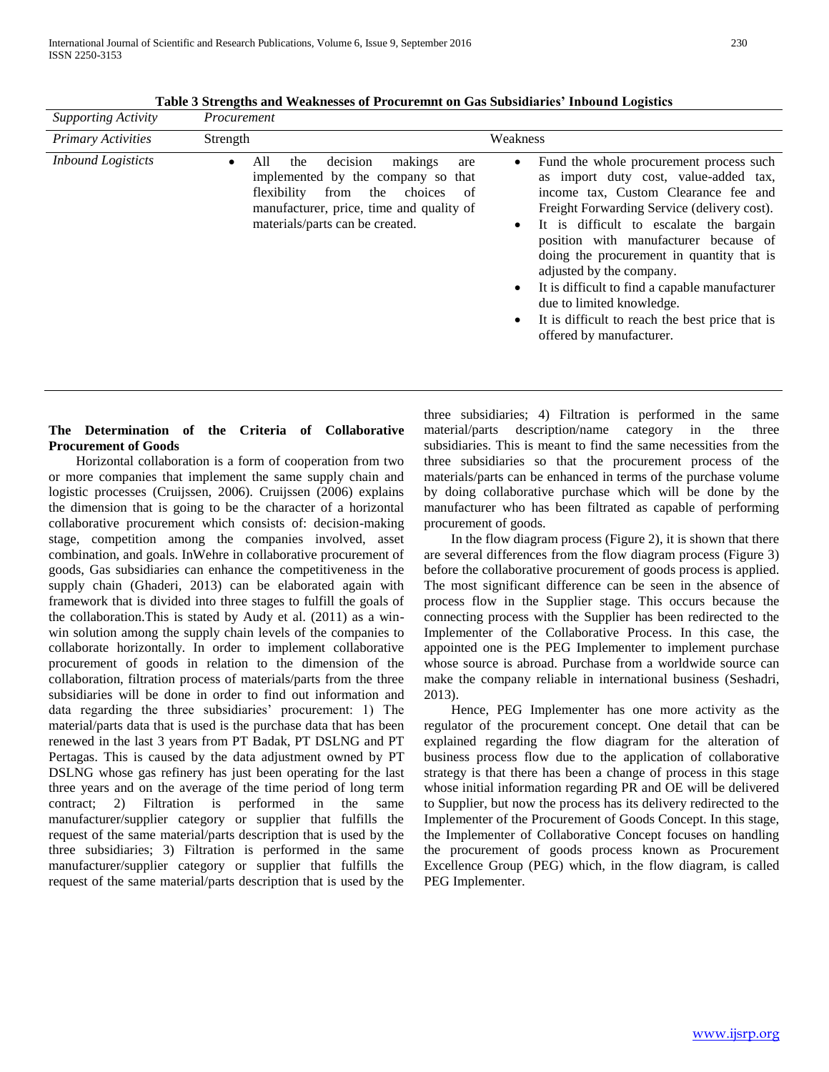**Table 3 Strengths and Weaknesses of Procuremnt on Gas Subsidiaries' Inbound Logistics**

| *Supporting Activity* | *Procurement* | |
|---|---|---|
| *Primary Activities* | Strength | Weakness |
| *Inbound Logisticts* | • All the decision makings are implemented by the company so that flexibility from the choices of manufacturer, price, time and quality of materials/parts can be created. | • Fund the whole procurement process such as import duty cost, value-added tax, income tax, Custom Clearance fee and Freight Forwarding Service (delivery cost).<br>• It is difficult to escalate the bargain position with manufacturer because of doing the procurement in quantity that is adjusted by the company.<br>• It is difficult to find a capable manufacturer due to limited knowledge.<br>• It is difficult to reach the best price that is offered by manufacturer. |

**The Determination of the Criteria of Collaborative Procurement of Goods**

Horizontal collaboration is a form of cooperation from two or more companies that implement the same supply chain and logistic processes (Cruijssen, 2006). Cruijssen (2006) explains the dimension that is going to be the character of a horizontal collaborative procurement which consists of: decision-making stage, competition among the companies involved, asset combination, and goals. InWehre in collaborative procurement of goods, Gas subsidiaries can enhance the competitiveness in the supply chain (Ghaderi, 2013) can be elaborated again with framework that is divided into three stages to fulfill the goals of the collaboration.This is stated by Audy et al. (2011) as a win-win solution among the supply chain levels of the companies to collaborate horizontally. In order to implement collaborative procurement of goods in relation to the dimension of the collaboration, filtration process of materials/parts from the three subsidiaries will be done in order to find out information and data regarding the three subsidiaries' procurement: 1) The material/parts data that is used is the purchase data that has been renewed in the last 3 years from PT Badak, PT DSLNG and PT Pertagas. This is caused by the data adjustment owned by PT DSLNG whose gas refinery has just been operating for the last three years and on the average of the time period of long term contract; 2) Filtration is performed in the same manufacturer/supplier category or supplier that fulfills the request of the same material/parts description that is used by the three subsidiaries; 3) Filtration is performed in the same manufacturer/supplier category or supplier that fulfills the request of the same material/parts description that is used by the three subsidiaries; 4) Filtration is performed in the same material/parts description/name category in the three subsidiaries. This is meant to find the same necessities from the three subsidiaries so that the procurement process of the materials/parts can be enhanced in terms of the purchase volume by doing collaborative purchase which will be done by the manufacturer who has been filtrated as capable of performing procurement of goods.

In the flow diagram process (Figure 2), it is shown that there are several differences from the flow diagram process (Figure 3) before the collaborative procurement of goods process is applied. The most significant difference can be seen in the absence of process flow in the Supplier stage. This occurs because the connecting process with the Supplier has been redirected to the Implementer of the Collaborative Process. In this case, the appointed one is the PEG Implementer to implement purchase whose source is abroad. Purchase from a worldwide source can make the company reliable in international business (Seshadri, 2013).

Hence, PEG Implementer has one more activity as the regulator of the procurement concept. One detail that can be explained regarding the flow diagram for the alteration of business process flow due to the application of collaborative strategy is that there has been a change of process in this stage whose initial information regarding PR and OE will be delivered to Supplier, but now the process has its delivery redirected to the Implementer of the Procurement of Goods Concept. In this stage, the Implementer of Collaborative Concept focuses on handling the procurement of goods process known as Procurement Excellence Group (PEG) which, in the flow diagram, is called PEG Implementer.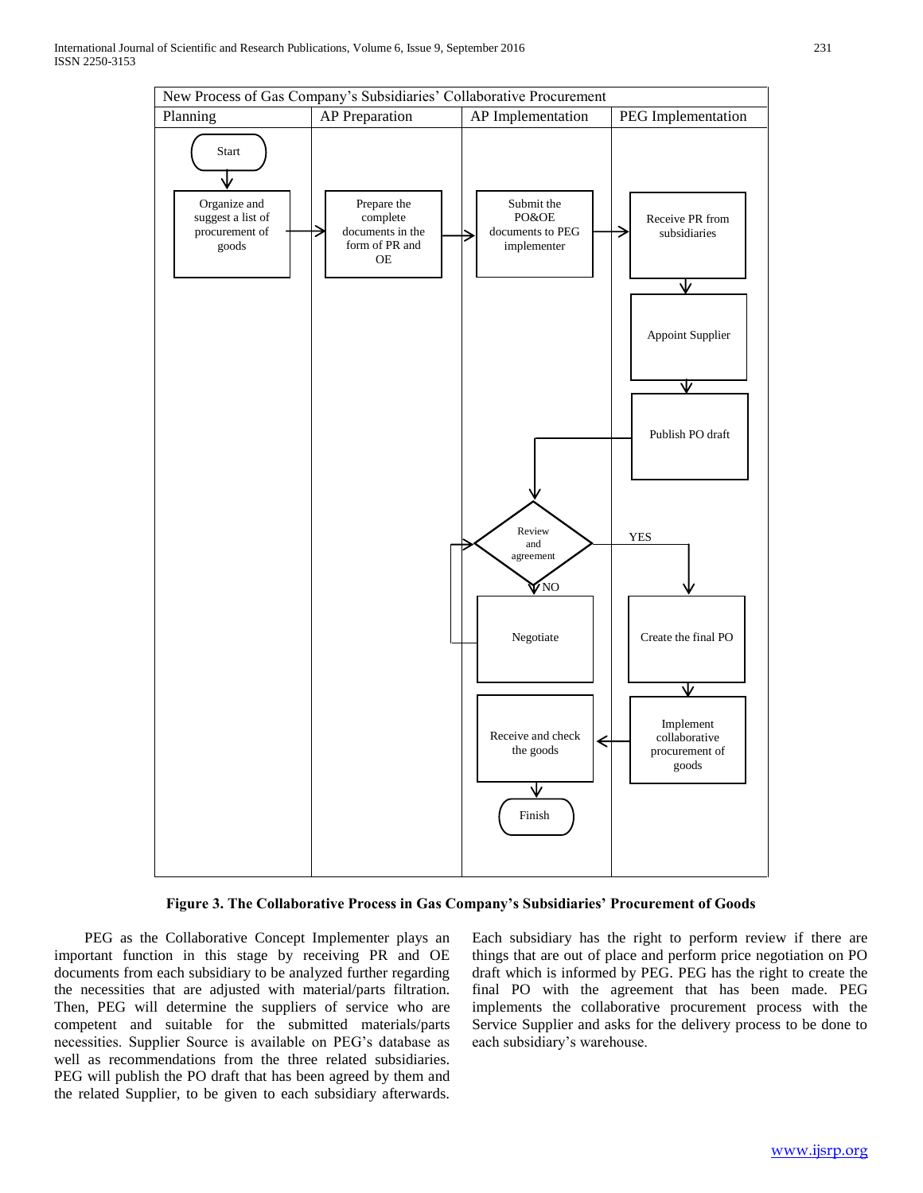New Process of Gas Company's Subsidiaries' Collaborative Procurement

| Planning | AP Preparation | AP Implementation | PEG Implementation |
| --- | --- | --- | --- |
| Start | | | |
| Organize and suggest a list of procurement of goods | Prepare the complete documents in the form of PR and OE | Submit the PO&OE documents to PEG implementer | Receive PR from subsidiaries |
| | | | Appoint Supplier |
| | | | Publish PO draft |
| | | Review and agreement | YES |
| | | NO: Negotiate | Create the final PO |
| | | Receive and check the goods | Implement collaborative procurement of goods |
| | | Finish | |

**Figure 3. The Collaborative Process in Gas Company's Subsidiaries' Procurement of Goods**

PEG as the Collaborative Concept Implementer plays an important function in this stage by receiving PR and OE documents from each subsidiary to be analyzed further regarding the necessities that are adjusted with material/parts filtration. Then, PEG will determine the suppliers of service who are competent and suitable for the submitted materials/parts necessities. Supplier Source is available on PEG's database as well as recommendations from the three related subsidiaries. PEG will publish the PO draft that has been agreed by them and the related Supplier, to be given to each subsidiary afterwards. Each subsidiary has the right to perform review if there are things that are out of place and perform price negotiation on PO draft which is informed by PEG. PEG has the right to create the final PO with the agreement that has been made. PEG implements the collaborative procurement process with the Service Supplier and asks for the delivery process to be done to each subsidiary's warehouse.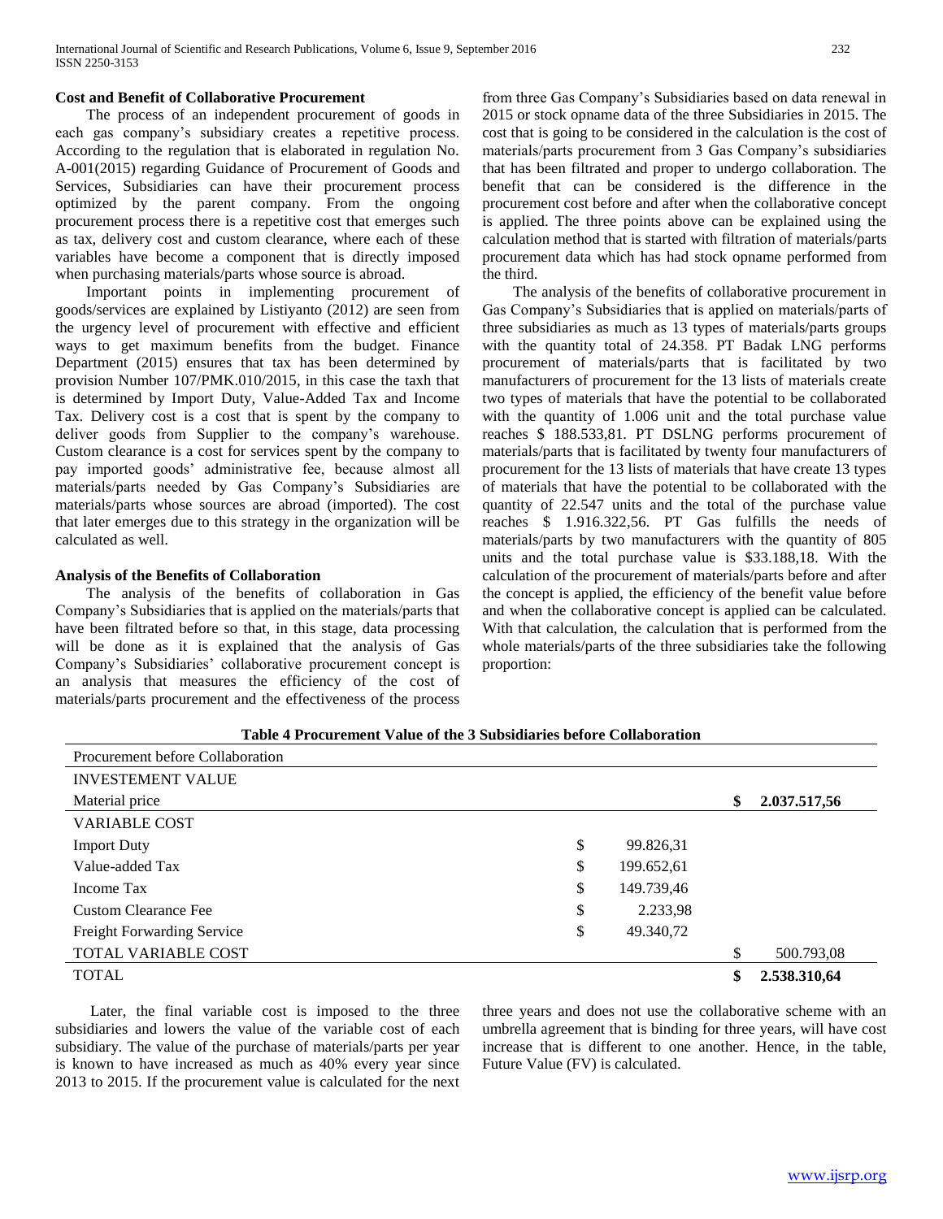### Cost and Benefit of Collaborative Procurement

The process of an independent procurement of goods in each gas company's subsidiary creates a repetitive process. According to the regulation that is elaborated in regulation No. A-001(2015) regarding Guidance of Procurement of Goods and Services, Subsidiaries can have their procurement process optimized by the parent company. From the ongoing procurement process there is a repetitive cost that emerges such as tax, delivery cost and custom clearance, where each of these variables have become a component that is directly imposed when purchasing materials/parts whose source is abroad.

Important points in implementing procurement of goods/services are explained by Listiyanto (2012) are seen from the urgency level of procurement with effective and efficient ways to get maximum benefits from the budget. Finance Department (2015) ensures that tax has been determined by provision Number 107/PMK.010/2015, in this case the taxh that is determined by Import Duty, Value-Added Tax and Income Tax. Delivery cost is a cost that is spent by the company to deliver goods from Supplier to the company's warehouse. Custom clearance is a cost for services spent by the company to pay imported goods' administrative fee, because almost all materials/parts needed by Gas Company's Subsidiaries are materials/parts whose sources are abroad (imported). The cost that later emerges due to this strategy in the organization will be calculated as well.

### Analysis of the Benefits of Collaboration

The analysis of the benefits of collaboration in Gas Company's Subsidiaries that is applied on the materials/parts that have been filtrated before so that, in this stage, data processing will be done as it is explained that the analysis of Gas Company's Subsidiaries' collaborative procurement concept is an analysis that measures the efficiency of the cost of materials/parts procurement and the effectiveness of the process from three Gas Company's Subsidiaries based on data renewal in 2015 or stock opname data of the three Subsidiaries in 2015. The cost that is going to be considered in the calculation is the cost of materials/parts procurement from 3 Gas Company's subsidiaries that has been filtrated and proper to undergo collaboration. The benefit that can be considered is the difference in the procurement cost before and after when the collaborative concept is applied. The three points above can be explained using the calculation method that is started with filtration of materials/parts procurement data which has had stock opname performed from the third.

The analysis of the benefits of collaborative procurement in Gas Company's Subsidiaries that is applied on materials/parts of three subsidiaries as much as 13 types of materials/parts groups with the quantity total of 24.358. PT Badak LNG performs procurement of materials/parts that is facilitated by two manufacturers of procurement for the 13 lists of materials create two types of materials that have the potential to be collaborated with the quantity of 1.006 unit and the total purchase value reaches $ 188.533,81. PT DSLNG performs procurement of materials/parts that is facilitated by twenty four manufacturers of procurement for the 13 lists of materials that have create 13 types of materials that have the potential to be collaborated with the quantity of 22.547 units and the total of the purchase value reaches $ 1.916.322,56. PT Gas fulfills the needs of materials/parts by two manufacturers with the quantity of 805 units and the total purchase value is $33.188,18. With the calculation of the procurement of materials/parts before and after the concept is applied, the efficiency of the benefit value before and when the collaborative concept is applied can be calculated. With that calculation, the calculation that is performed from the whole materials/parts of the three subsidiaries take the following proportion:

**Table 4 Procurement Value of the 3 Subsidiaries before Collaboration**

| Procurement before Collaboration | | |
|---|---|---|
| INVESTEMENT VALUE | | |
| Material price | | **$ 2.037.517,56** |
| VARIABLE COST | | |
| Import Duty | $ 99.826,31 | |
| Value-added Tax | $ 199.652,61 | |
| Income Tax | $ 149.739,46 | |
| Custom Clearance Fee | $ 2.233,98 | |
| Freight Forwarding Service | $ 49.340,72 | |
| TOTAL VARIABLE COST | | $ 500.793,08 |
| TOTAL | | **$ 2.538.310,64** |

Later, the final variable cost is imposed to the three subsidiaries and lowers the value of the variable cost of each subsidiary. The value of the purchase of materials/parts per year is known to have increased as much as 40% every year since 2013 to 2015. If the procurement value is calculated for the next three years and does not use the collaborative scheme with an umbrella agreement that is binding for three years, will have cost increase that is different to one another. Hence, in the table, Future Value (FV) is calculated.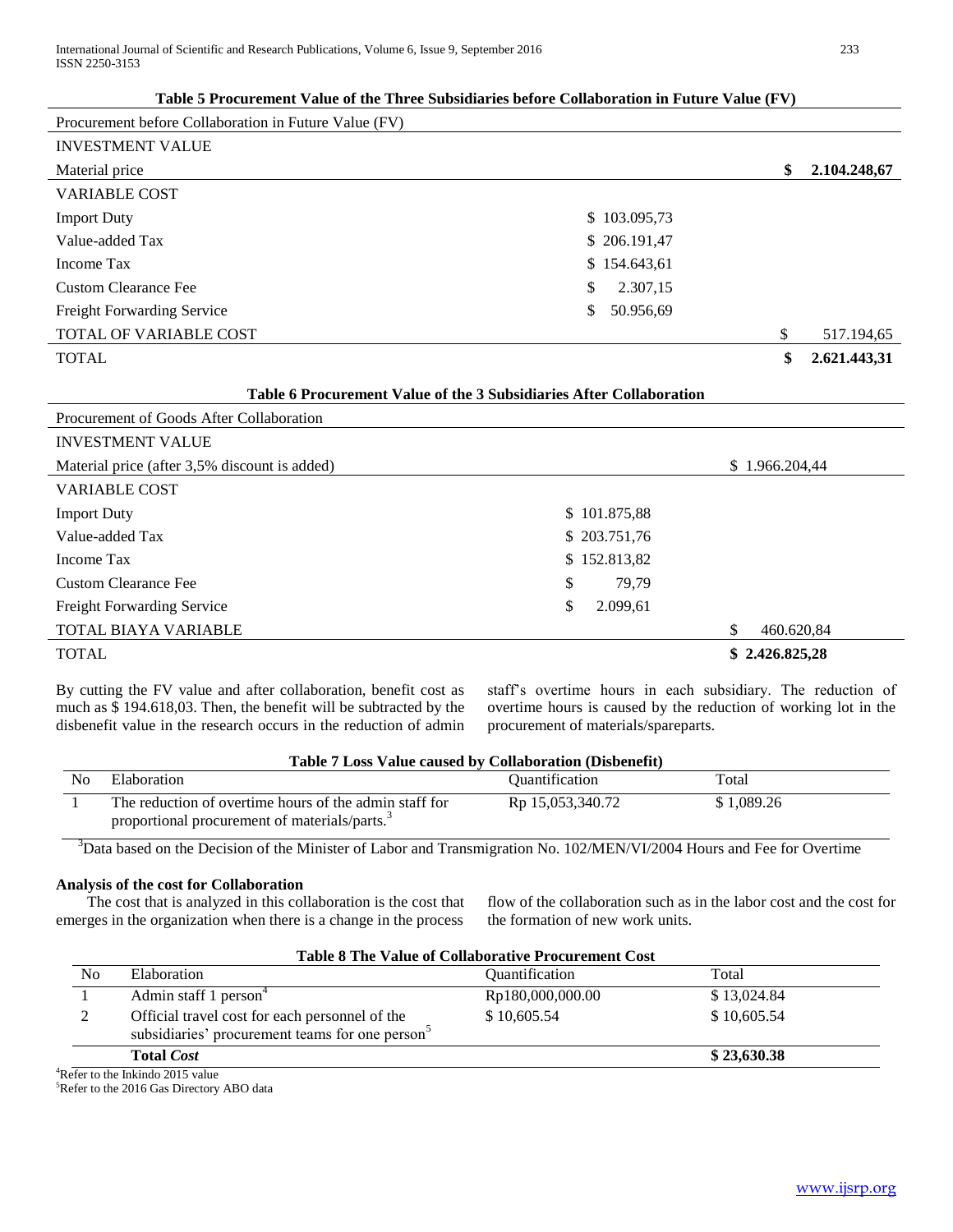**Table 5 Procurement Value of the Three Subsidiaries before Collaboration in Future Value (FV)**

| Procurement before Collaboration in Future Value (FV) | | |
|---|---|---|
| INVESTMENT VALUE | | |
| Material price | | **$ 2.104.248,67** |
| VARIABLE COST | | |
| Import Duty | $ 103.095,73 | |
| Value-added Tax | $ 206.191,47 | |
| Income Tax | $ 154.643,61 | |
| Custom Clearance Fee | $ 2.307,15 | |
| Freight Forwarding Service | $ 50.956,69 | |
| TOTAL OF VARIABLE COST | | $ 517.194,65 |
| TOTAL | | **$ 2.621.443,31** |

**Table 6 Procurement Value of the 3 Subsidiaries After Collaboration**

| Procurement of Goods After Collaboration | | |
|---|---|---|
| INVESTMENT VALUE | | |
| Material price (after 3,5% discount is added) | | $ 1.966.204,44 |
| VARIABLE COST | | |
| Import Duty | $ 101.875,88 | |
| Value-added Tax | $ 203.751,76 | |
| Income Tax | $ 152.813,82 | |
| Custom Clearance Fee | $ 79,79 | |
| Freight Forwarding Service | $ 2.099,61 | |
| TOTAL BIAYA VARIABLE | | $ 460.620,84 |
| TOTAL | | **$ 2.426.825,28** |

By cutting the FV value and after collaboration, benefit cost as much as $ 194.618,03. Then, the benefit will be subtracted by the disbenefit value in the research occurs in the reduction of admin staff's overtime hours in each subsidiary. The reduction of overtime hours is caused by the reduction of working lot in the procurement of materials/spareparts.

**Table 7 Loss Value caused by Collaboration (Disbenefit)**

| No | Elaboration | Quantification | Total |
|---|---|---|---|
| 1 | The reduction of overtime hours of the admin staff for proportional procurement of materials/parts.[3] | Rp 15,053,340.72 | $ 1,089.26 |

[3]Data based on the Decision of the Minister of Labor and Transmigration No. 102/MEN/VI/2004 Hours and Fee for Overtime

**Analysis of the cost for Collaboration**

The cost that is analyzed in this collaboration is the cost that emerges in the organization when there is a change in the process flow of the collaboration such as in the labor cost and the cost for the formation of new work units.

**Table 8 The Value of Collaborative Procurement Cost**

| No | Elaboration | Quantification | Total |
|---|---|---|---|
| 1 | Admin staff 1 person[4] | Rp180,000,000.00 | $ 13,024.84 |
| 2 | Official travel cost for each personnel of the subsidiaries' procurement teams for one person[5] | $ 10,605.54 | $ 10,605.54 |
| | **Total *Cost*** | | **$ 23,630.38** |

[4]Refer to the Inkindo 2015 value

[5]Refer to the 2016 Gas Directory ABO data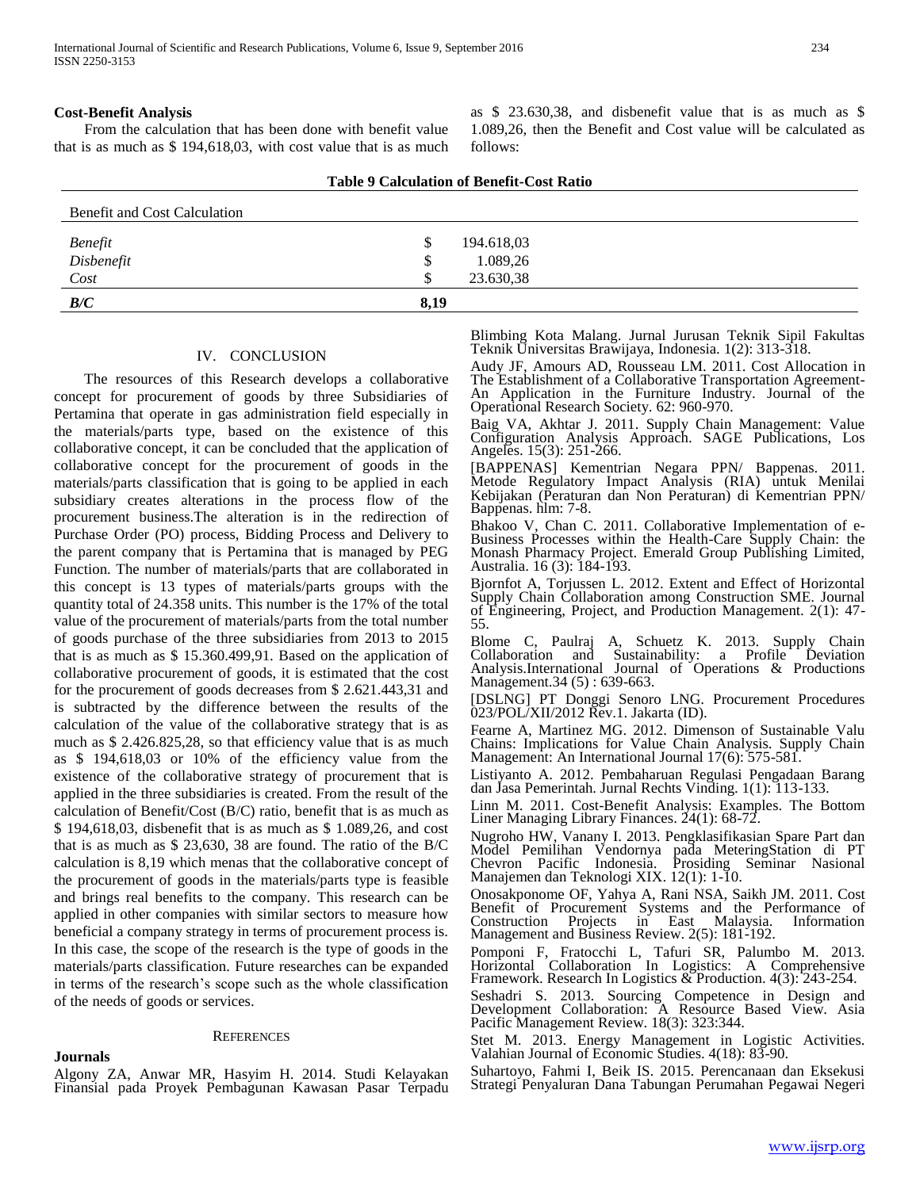**Cost-Benefit Analysis**

From the calculation that has been done with benefit value that is as much as $ 194,618,03, with cost value that is as much as $ 23.630,38, and disbenefit value that is as much as $ 1.089,26, then the Benefit and Cost value will be calculated as follows:

**Table 9 Calculation of Benefit-Cost Ratio**

| Benefit and Cost Calculation | |
|---|---|
| *Benefit* | $ 194.618,03 |
| *Disbenefit* | $ 1.089,26 |
| *Cost* | $ 23.630,38 |
| ***B/C*** | **8,19** |

## IV. CONCLUSION

The resources of this Research develops a collaborative concept for procurement of goods by three Subsidiaries of Pertamina that operate in gas administration field especially in the materials/parts type, based on the existence of this collaborative concept, it can be concluded that the application of collaborative concept for the procurement of goods in the materials/parts classification that is going to be applied in each subsidiary creates alterations in the process flow of the procurement business.The alteration is in the redirection of Purchase Order (PO) process, Bidding Process and Delivery to the parent company that is Pertamina that is managed by PEG Function. The number of materials/parts that are collaborated in this concept is 13 types of materials/parts groups with the quantity total of 24.358 units. This number is the 17% of the total value of the procurement of materials/parts from the total number of goods purchase of the three subsidiaries from 2013 to 2015 that is as much as $ 15.360.499,91. Based on the application of collaborative procurement of goods, it is estimated that the cost for the procurement of goods decreases from $ 2.621.443,31 and is subtracted by the difference between the results of the calculation of the value of the collaborative strategy that is as much as $ 2.426.825,28, so that efficiency value that is as much as $ 194,618,03 or 10% of the efficiency value from the existence of the collaborative strategy of procurement that is applied in the three subsidiaries is created. From the result of the calculation of Benefit/Cost (B/C) ratio, benefit that is as much as $ 194,618,03, disbenefit that is as much as $ 1.089,26, and cost that is as much as $ 23,630, 38 are found. The ratio of the B/C calculation is 8,19 which menas that the collaborative concept of the procurement of goods in the materials/parts type is feasible and brings real benefits to the company. This research can be applied in other companies with similar sectors to measure how beneficial a company strategy in terms of procurement process is. In this case, the scope of the research is the type of goods in the materials/parts classification. Future researches can be expanded in terms of the research's scope such as the whole classification of the needs of goods or services.

## REFERENCES

**Journals**

Algony ZA, Anwar MR, Hasyim H. 2014. Studi Kelayakan Finansial pada Proyek Pembagunan Kawasan Pasar Terpadu Blimbing Kota Malang. Jurnal Jurusan Teknik Sipil Fakultas Teknik Universitas Brawijaya, Indonesia. 1(2): 313-318.

Audy JF, Amours AD, Rousseau LM. 2011. Cost Allocation in The Establishment of a Collaborative Transportation Agreement-An Application in the Furniture Industry. Journal of the Operational Research Society. 62: 960-970.

Baig VA, Akhtar J. 2011. Supply Chain Management: Value Configuration Analysis Approach. SAGE Publications, Los Angeles. 15(3): 251-266.

[BAPPENAS] Kementrian Negara PPN/ Bappenas. 2011. Metode Regulatory Impact Analysis (RIA) untuk Menilai Kebijakan (Peraturan dan Non Peraturan) di Kementrian PPN/ Bappenas. hlm: 7-8.

Bhakoo V, Chan C. 2011. Collaborative Implementation of e-Business Processes within the Health-Care Supply Chain: the Monash Pharmacy Project. Emerald Group Publishing Limited, Australia. 16 (3): 184-193.

Bjornfot A, Torjussen L. 2012. Extent and Effect of Horizontal Supply Chain Collaboration among Construction SME. Journal of Engineering, Project, and Production Management. 2(1): 47-55.

Blome C, Paulraj A, Schuetz K. 2013. Supply Chain Collaboration and Sustainability: a Profile Deviation Analysis.International Journal of Operations & Productions Management.34 (5) : 639-663.

[DSLNG] PT Donggi Senoro LNG. Procurement Procedures 023/POL/XII/2012 Rev.1. Jakarta (ID).

Fearne A, Martinez MG. 2012. Dimenson of Sustainable Valu Chains: Implications for Value Chain Analysis. Supply Chain Management: An International Journal 17(6): 575-581.

Listiyanto A. 2012. Pembaharuan Regulasi Pengadaan Barang dan Jasa Pemerintah. Jurnal Rechts Vinding. 1(1): 113-133.

Linn M. 2011. Cost-Benefit Analysis: Examples. The Bottom Liner Managing Library Finances. 24(1): 68-72.

Nugroho HW, Vanany I. 2013. Pengklasifikasian Spare Part dan Model Pemilihan Vendornya pada MeteringStation di PT Chevron Pacific Indonesia. Prosiding Seminar Nasional Manajemen dan Teknologi XIX. 12(1): 1-10.

Onosakponome OF, Yahya A, Rani NSA, Saikh JM. 2011. Cost Benefit of Procurement Systems and the Performance of Construction Projects in East Malaysia. Information Management and Business Review. 2(5): 181-192.

Pomponi F, Fratocchi L, Tafuri SR, Palumbo M. 2013. Horizontal Collaboration In Logistics: A Comprehensive Framework. Research In Logistics & Production. 4(3): 243-254.

Seshadri S. 2013. Sourcing Competence in Design and Development Collaboration: A Resource Based View. Asia Pacific Management Review. 18(3): 323:344.

Stet M. 2013. Energy Management in Logistic Activities. Valahian Journal of Economic Studies. 4(18): 83-90.

Suhartoyo, Fahmi I, Beik IS. 2015. Perencanaan dan Eksekusi Strategi Penyaluran Dana Tabungan Perumahan Pegawai Negeri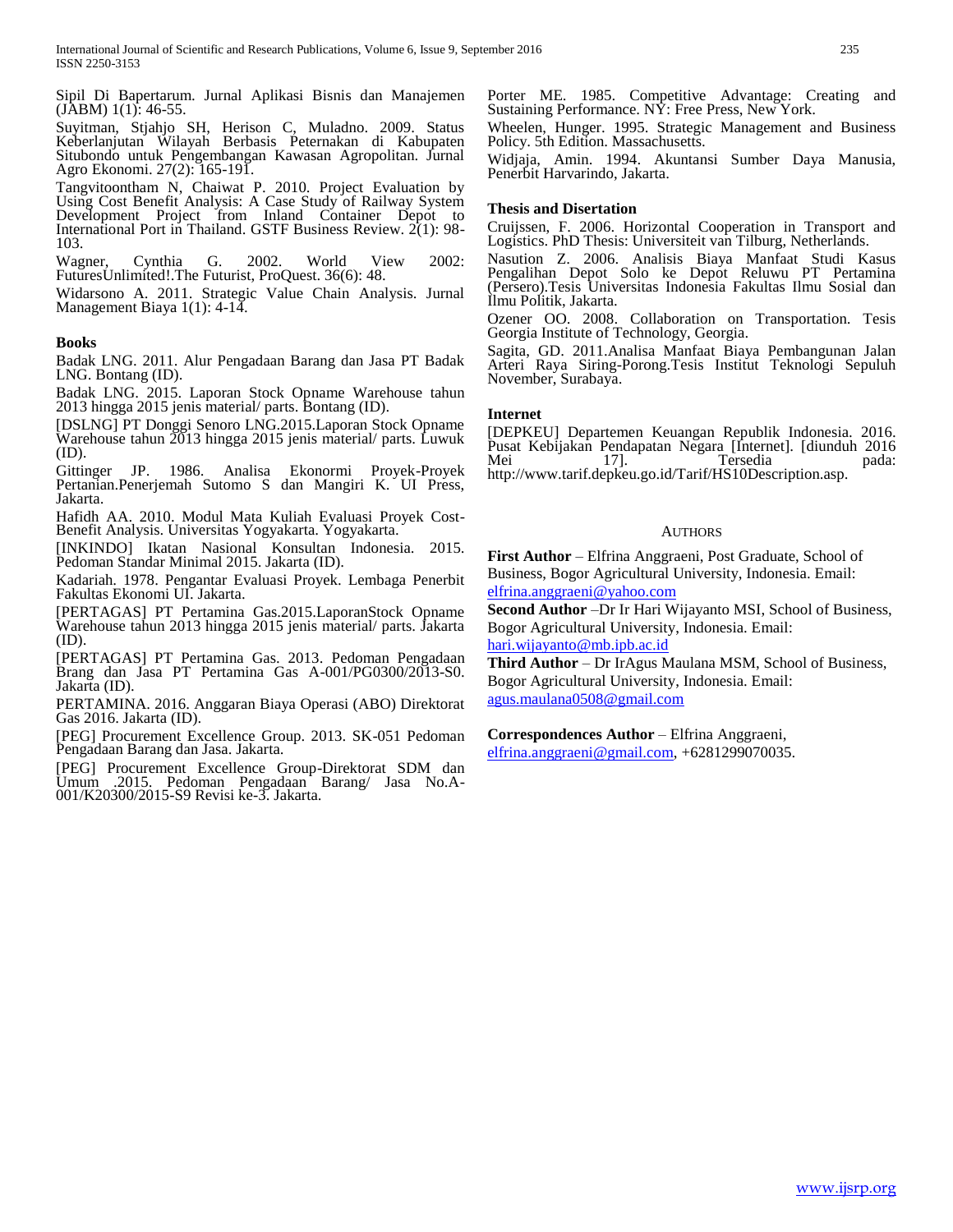Sipil Di Bapertarum. Jurnal Aplikasi Bisnis dan Manajemen (JABM) 1(1): 46-55.

Suyitman, Stjahjo SH, Herison C, Muladno. 2009. Status Keberlanjutan Wilayah Berbasis Peternakan di Kabupaten Situbondo untuk Pengembangan Kawasan Agropolitan. Jurnal Agro Ekonomi. 27(2): 165-191.

Tangvitoontham N, Chaiwat P. 2010. Project Evaluation by Using Cost Benefit Analysis: A Case Study of Railway System Development Project from Inland Container Depot to International Port in Thailand. GSTF Business Review. 2(1): 98-103.

Wagner, Cynthia G. 2002. World View 2002: FuturesUnlimited!.The Futurist, ProQuest. 36(6): 48.

Widarsono A. 2011. Strategic Value Chain Analysis. Jurnal Management Biaya 1(1): 4-14.

### Books

Badak LNG. 2011. Alur Pengadaan Barang dan Jasa PT Badak LNG. Bontang (ID).

Badak LNG. 2015. Laporan Stock Opname Warehouse tahun 2013 hingga 2015 jenis material/ parts. Bontang (ID).

[DSLNG] PT Donggi Senoro LNG.2015.Laporan Stock Opname Warehouse tahun 2013 hingga 2015 jenis material/ parts. Luwuk (ID).

Gittinger JP. 1986. Analisa Ekonormi Proyek-Proyek Pertanian.Penerjemah Sutomo S dan Mangiri K. UI Press, Jakarta.

Hafidh AA. 2010. Modul Mata Kuliah Evaluasi Proyek Cost-Benefit Analysis. Universitas Yogyakarta. Yogyakarta.

[INKINDO] Ikatan Nasional Konsultan Indonesia. 2015. Pedoman Standar Minimal 2015. Jakarta (ID).

Kadariah. 1978. Pengantar Evaluasi Proyek. Lembaga Penerbit Fakultas Ekonomi UI. Jakarta.

[PERTAGAS] PT Pertamina Gas.2015.LaporanStock Opname Warehouse tahun 2013 hingga 2015 jenis material/ parts. Jakarta (ID).

[PERTAGAS] PT Pertamina Gas. 2013. Pedoman Pengadaan Brang dan Jasa PT Pertamina Gas A-001/PG0300/2013-S0. Jakarta (ID).

PERTAMINA. 2016. Anggaran Biaya Operasi (ABO) Direktorat Gas 2016. Jakarta (ID).

[PEG] Procurement Excellence Group. 2013. SK-051 Pedoman Pengadaan Barang dan Jasa. Jakarta.

[PEG] Procurement Excellence Group-Direktorat SDM dan Umum .2015. Pedoman Pengadaan Barang/ Jasa No.A-001/K20300/2015-S9 Revisi ke-3. Jakarta.

Porter ME. 1985. Competitive Advantage: Creating and Sustaining Performance. NY: Free Press, New York.

Wheelen, Hunger. 1995. Strategic Management and Business Policy. 5th Edition. Massachusetts.

Widjaja, Amin. 1994. Akuntansi Sumber Daya Manusia, Penerbit Harvarindo, Jakarta.

### Thesis and Disertation

Cruijssen, F. 2006. Horizontal Cooperation in Transport and Logistics. PhD Thesis: Universiteit van Tilburg, Netherlands.

Nasution Z. 2006. Analisis Biaya Manfaat Studi Kasus Pengalihan Depot Solo ke Depot Reluwu PT Pertamina (Persero).Tesis Universitas Indonesia Fakultas Ilmu Sosial dan Ilmu Politik, Jakarta.

Ozener OO. 2008. Collaboration on Transportation. Tesis Georgia Institute of Technology, Georgia.

Sagita, GD. 2011.Analisa Manfaat Biaya Pembangunan Jalan Arteri Raya Siring-Porong.Tesis Institut Teknologi Sepuluh November, Surabaya.

### Internet

[DEPKEU] Departemen Keuangan Republik Indonesia. 2016. Pusat Kebijakan Pendapatan Negara [Internet]. [diunduh 2016 Mei 17]. Tersedia pada: http://www.tarif.depkeu.go.id/Tarif/HS10Description.asp.

## AUTHORS

**First Author** – Elfrina Anggraeni, Post Graduate, School of Business, Bogor Agricultural University, Indonesia. Email: elfrina.anggraeni@yahoo.com

**Second Author** –Dr Ir Hari Wijayanto MSI, School of Business, Bogor Agricultural University, Indonesia. Email: hari.wijayanto@mb.ipb.ac.id

**Third Author** – Dr IrAgus Maulana MSM, School of Business, Bogor Agricultural University, Indonesia. Email: agus.maulana0508@gmail.com

**Correspondences Author** – Elfrina Anggraeni, elfrina.anggraeni@gmail.com, +6281299070035.